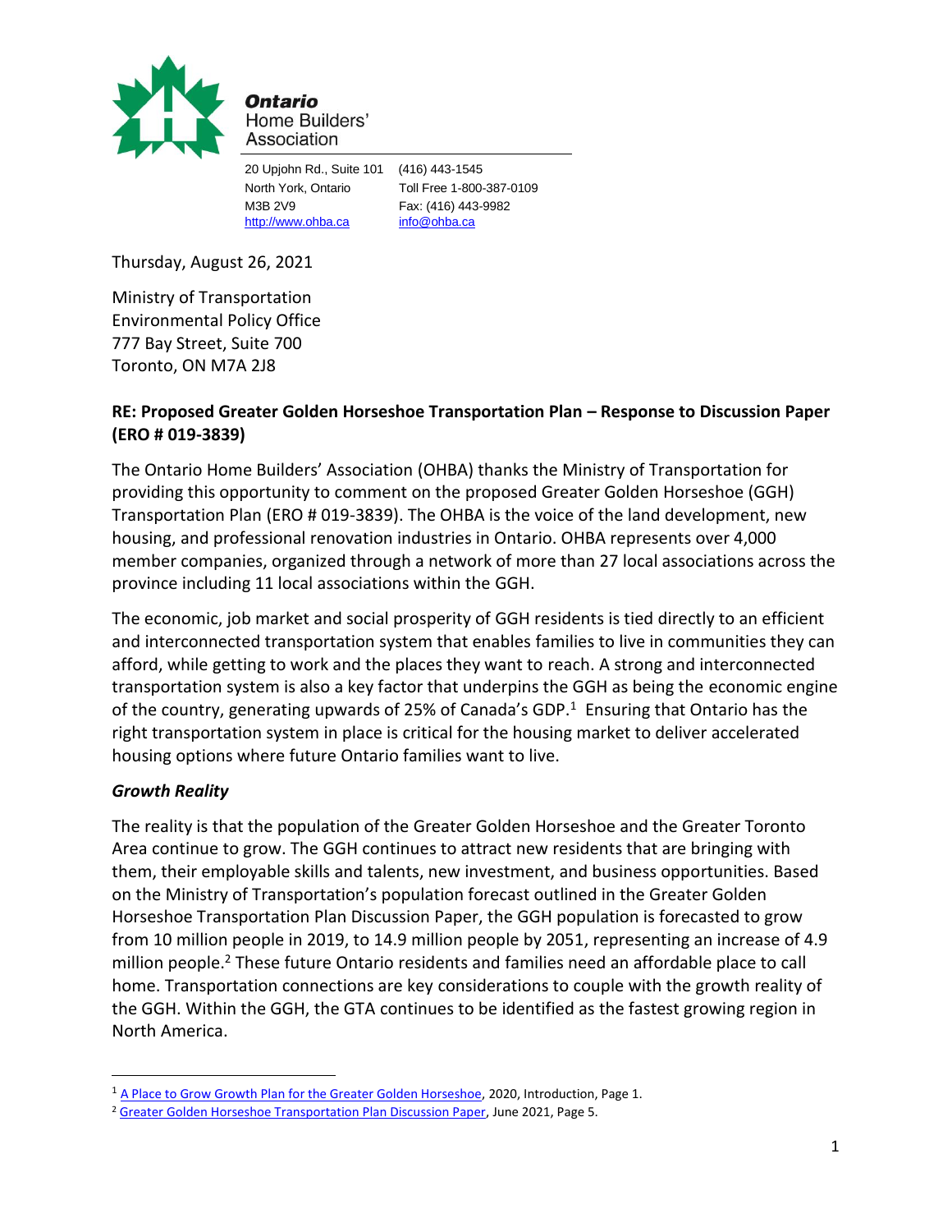**Ontario Home Builders' Association**

20 Upjohn Rd., Suite 101
North York, Ontario
M3B 2V9
http://www.ohba.ca

(416) 443-1545
Toll Free 1-800-387-0109
Fax: (416) 443-9982
info@ohba.ca

Thursday, August 26, 2021

Ministry of Transportation
Environmental Policy Office
777 Bay Street, Suite 700
Toronto, ON M7A 2J8

**RE: Proposed Greater Golden Horseshoe Transportation Plan – Response to Discussion Paper (ERO # 019-3839)**

The Ontario Home Builders' Association (OHBA) thanks the Ministry of Transportation for providing this opportunity to comment on the proposed Greater Golden Horseshoe (GGH) Transportation Plan (ERO # 019-3839). The OHBA is the voice of the land development, new housing, and professional renovation industries in Ontario. OHBA represents over 4,000 member companies, organized through a network of more than 27 local associations across the province including 11 local associations within the GGH.

The economic, job market and social prosperity of GGH residents is tied directly to an efficient and interconnected transportation system that enables families to live in communities they can afford, while getting to work and the places they want to reach. A strong and interconnected transportation system is also a key factor that underpins the GGH as being the economic engine of the country, generating upwards of 25% of Canada's GDP.[1] Ensuring that Ontario has the right transportation system in place is critical for the housing market to deliver accelerated housing options where future Ontario families want to live.

### *Growth Reality*

The reality is that the population of the Greater Golden Horseshoe and the Greater Toronto Area continue to grow. The GGH continues to attract new residents that are bringing with them, their employable skills and talents, new investment, and business opportunities. Based on the Ministry of Transportation's population forecast outlined in the Greater Golden Horseshoe Transportation Plan Discussion Paper, the GGH population is forecasted to grow from 10 million people in 2019, to 14.9 million people by 2051, representing an increase of 4.9 million people.[2] These future Ontario residents and families need an affordable place to call home. Transportation connections are key considerations to couple with the growth reality of the GGH. Within the GGH, the GTA continues to be identified as the fastest growing region in North America.

---

[1] A Place to Grow Growth Plan for the Greater Golden Horseshoe, 2020, Introduction, Page 1.

[2] Greater Golden Horseshoe Transportation Plan Discussion Paper, June 2021, Page 5.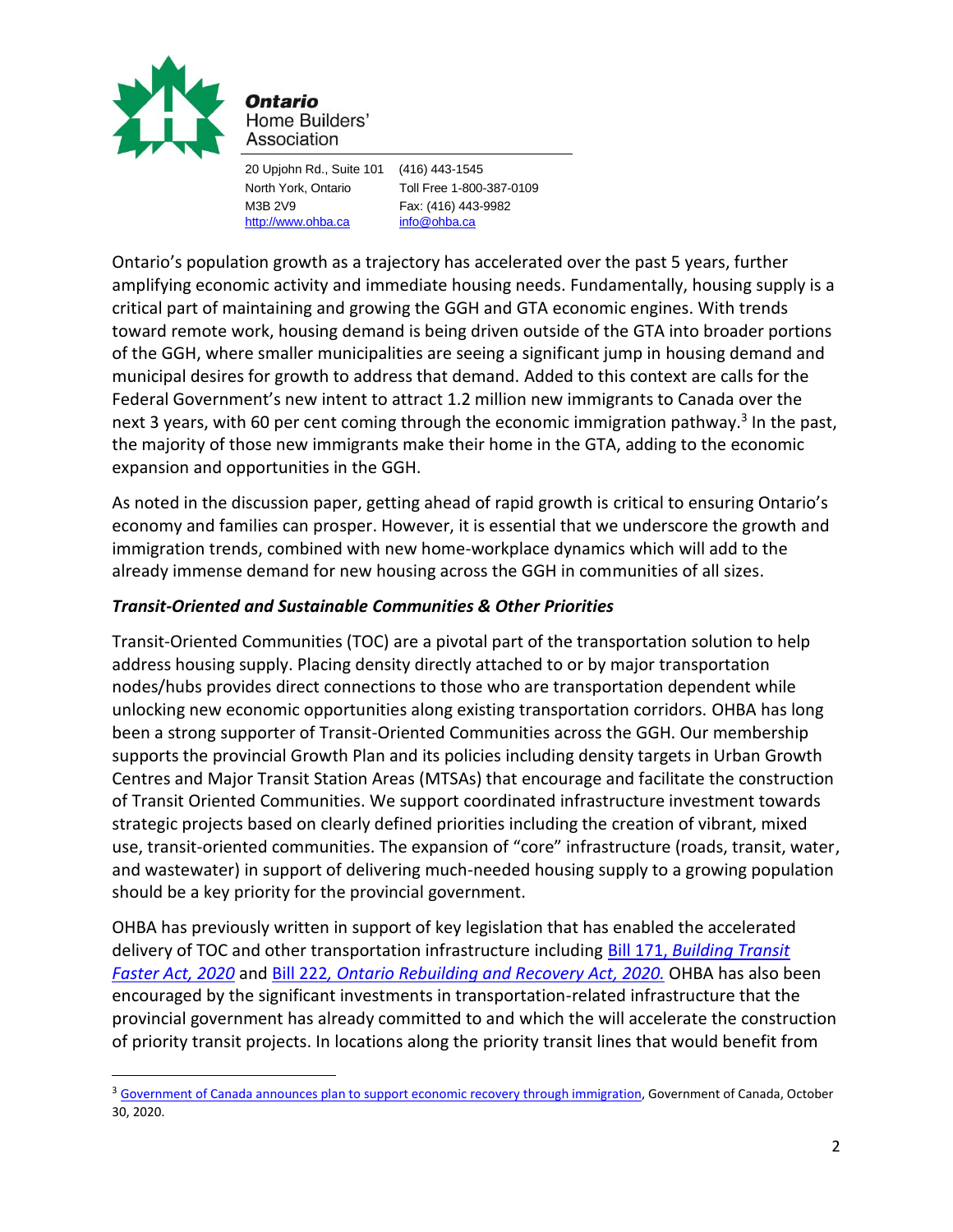**Ontario** Home Builders' Association

20 Upjohn Rd., Suite 101
North York, Ontario
M3B 2V9
http://www.ohba.ca

(416) 443-1545
Toll Free 1-800-387-0109
Fax: (416) 443-9982
info@ohba.ca

Ontario's population growth as a trajectory has accelerated over the past 5 years, further amplifying economic activity and immediate housing needs. Fundamentally, housing supply is a critical part of maintaining and growing the GGH and GTA economic engines. With trends toward remote work, housing demand is being driven outside of the GTA into broader portions of the GGH, where smaller municipalities are seeing a significant jump in housing demand and municipal desires for growth to address that demand. Added to this context are calls for the Federal Government's new intent to attract 1.2 million new immigrants to Canada over the next 3 years, with 60 per cent coming through the economic immigration pathway.[3] In the past, the majority of those new immigrants make their home in the GTA, adding to the economic expansion and opportunities in the GGH.

As noted in the discussion paper, getting ahead of rapid growth is critical to ensuring Ontario's economy and families can prosper. However, it is essential that we underscore the growth and immigration trends, combined with new home-workplace dynamics which will add to the already immense demand for new housing across the GGH in communities of all sizes.

### *Transit-Oriented and Sustainable Communities & Other Priorities*

Transit-Oriented Communities (TOC) are a pivotal part of the transportation solution to help address housing supply. Placing density directly attached to or by major transportation nodes/hubs provides direct connections to those who are transportation dependent while unlocking new economic opportunities along existing transportation corridors. OHBA has long been a strong supporter of Transit-Oriented Communities across the GGH. Our membership supports the provincial Growth Plan and its policies including density targets in Urban Growth Centres and Major Transit Station Areas (MTSAs) that encourage and facilitate the construction of Transit Oriented Communities. We support coordinated infrastructure investment towards strategic projects based on clearly defined priorities including the creation of vibrant, mixed use, transit-oriented communities. The expansion of "core" infrastructure (roads, transit, water, and wastewater) in support of delivering much-needed housing supply to a growing population should be a key priority for the provincial government.

OHBA has previously written in support of key legislation that has enabled the accelerated delivery of TOC and other transportation infrastructure including Bill 171, *Building Transit Faster Act, 2020* and Bill 222*, Ontario Rebuilding and Recovery Act, 2020.* OHBA has also been encouraged by the significant investments in transportation-related infrastructure that the provincial government has already committed to and which the will accelerate the construction of priority transit projects. In locations along the priority transit lines that would benefit from

[3] Government of Canada announces plan to support economic recovery through immigration, Government of Canada, October 30, 2020.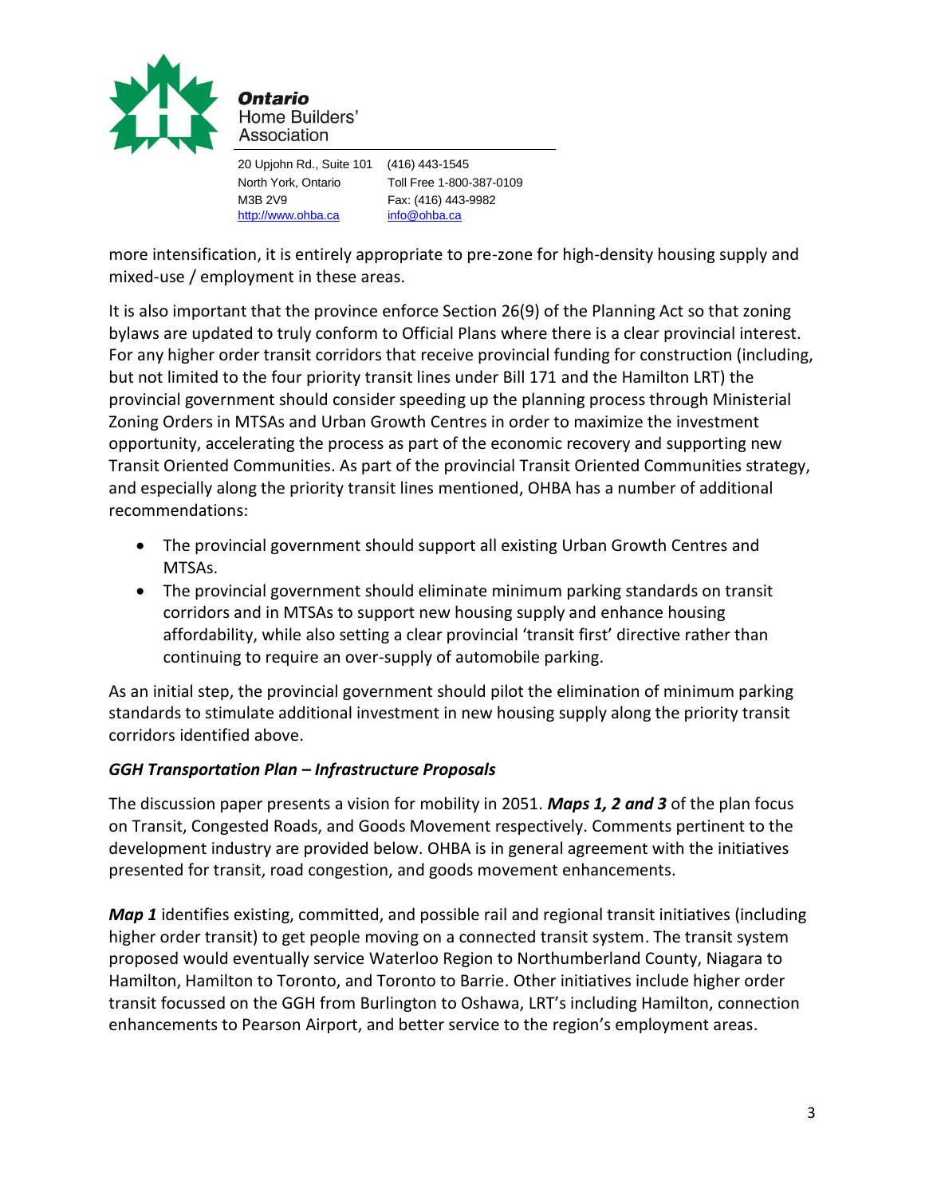more intensification, it is entirely appropriate to pre-zone for high-density housing supply and mixed-use / employment in these areas.

It is also important that the province enforce Section 26(9) of the Planning Act so that zoning bylaws are updated to truly conform to Official Plans where there is a clear provincial interest. For any higher order transit corridors that receive provincial funding for construction (including, but not limited to the four priority transit lines under Bill 171 and the Hamilton LRT) the provincial government should consider speeding up the planning process through Ministerial Zoning Orders in MTSAs and Urban Growth Centres in order to maximize the investment opportunity, accelerating the process as part of the economic recovery and supporting new Transit Oriented Communities. As part of the provincial Transit Oriented Communities strategy, and especially along the priority transit lines mentioned, OHBA has a number of additional recommendations:

- The provincial government should support all existing Urban Growth Centres and MTSAs.
- The provincial government should eliminate minimum parking standards on transit corridors and in MTSAs to support new housing supply and enhance housing affordability, while also setting a clear provincial 'transit first' directive rather than continuing to require an over-supply of automobile parking.

As an initial step, the provincial government should pilot the elimination of minimum parking standards to stimulate additional investment in new housing supply along the priority transit corridors identified above.

### *GGH Transportation Plan – Infrastructure Proposals*

The discussion paper presents a vision for mobility in 2051. ***Maps 1, 2 and 3*** of the plan focus on Transit, Congested Roads, and Goods Movement respectively. Comments pertinent to the development industry are provided below. OHBA is in general agreement with the initiatives presented for transit, road congestion, and goods movement enhancements.

***Map 1*** identifies existing, committed, and possible rail and regional transit initiatives (including higher order transit) to get people moving on a connected transit system. The transit system proposed would eventually service Waterloo Region to Northumberland County, Niagara to Hamilton, Hamilton to Toronto, and Toronto to Barrie. Other initiatives include higher order transit focussed on the GGH from Burlington to Oshawa, LRT's including Hamilton, connection enhancements to Pearson Airport, and better service to the region's employment areas.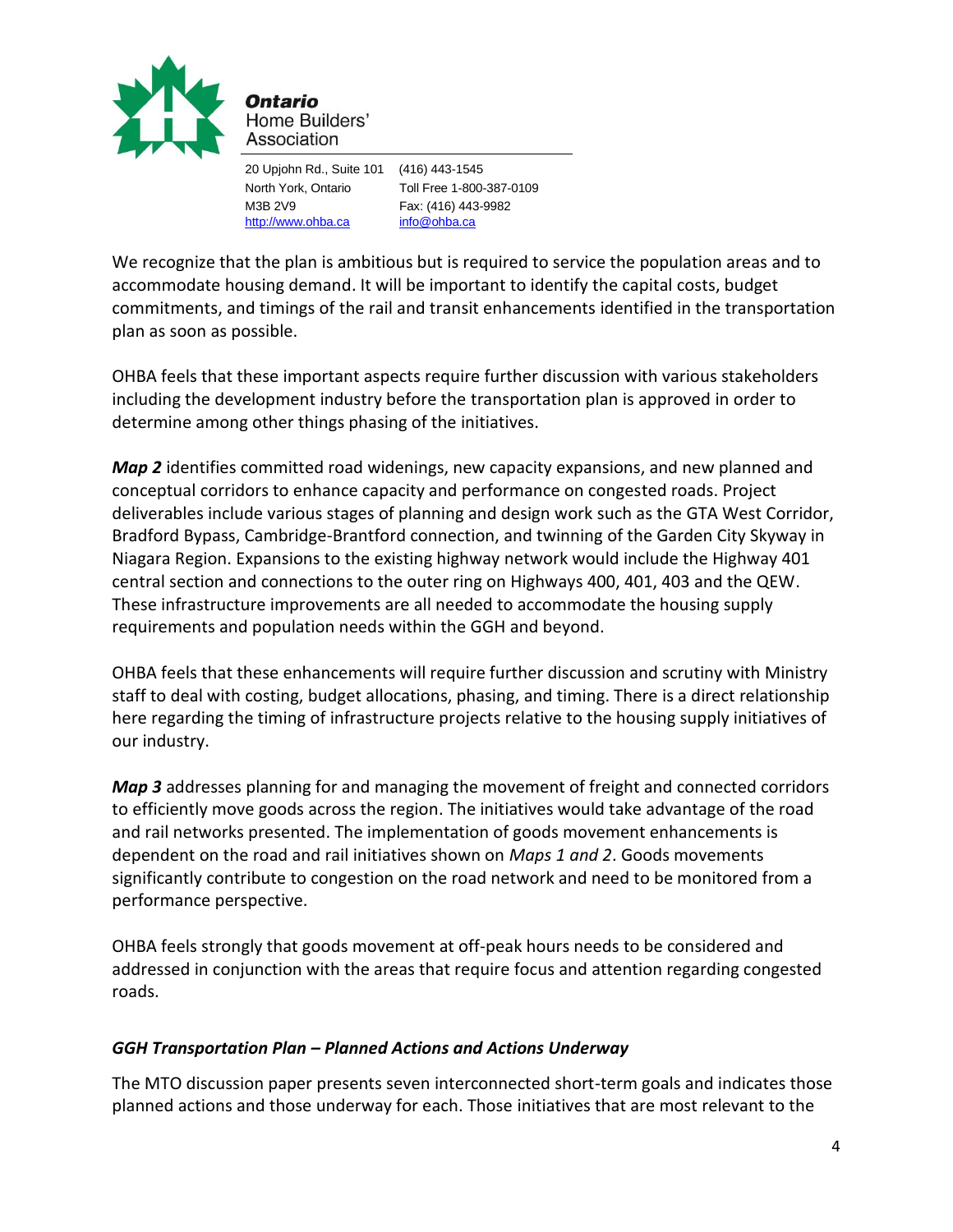We recognize that the plan is ambitious but is required to service the population areas and to accommodate housing demand. It will be important to identify the capital costs, budget commitments, and timings of the rail and transit enhancements identified in the transportation plan as soon as possible.

OHBA feels that these important aspects require further discussion with various stakeholders including the development industry before the transportation plan is approved in order to determine among other things phasing of the initiatives.

***Map 2*** identifies committed road widenings, new capacity expansions, and new planned and conceptual corridors to enhance capacity and performance on congested roads. Project deliverables include various stages of planning and design work such as the GTA West Corridor, Bradford Bypass, Cambridge-Brantford connection, and twinning of the Garden City Skyway in Niagara Region. Expansions to the existing highway network would include the Highway 401 central section and connections to the outer ring on Highways 400, 401, 403 and the QEW. These infrastructure improvements are all needed to accommodate the housing supply requirements and population needs within the GGH and beyond.

OHBA feels that these enhancements will require further discussion and scrutiny with Ministry staff to deal with costing, budget allocations, phasing, and timing. There is a direct relationship here regarding the timing of infrastructure projects relative to the housing supply initiatives of our industry.

***Map 3*** addresses planning for and managing the movement of freight and connected corridors to efficiently move goods across the region. The initiatives would take advantage of the road and rail networks presented. The implementation of goods movement enhancements is dependent on the road and rail initiatives shown on *Maps 1 and 2*. Goods movements significantly contribute to congestion on the road network and need to be monitored from a performance perspective.

OHBA feels strongly that goods movement at off-peak hours needs to be considered and addressed in conjunction with the areas that require focus and attention regarding congested roads.

### *GGH Transportation Plan – Planned Actions and Actions Underway*

The MTO discussion paper presents seven interconnected short-term goals and indicates those planned actions and those underway for each. Those initiatives that are most relevant to the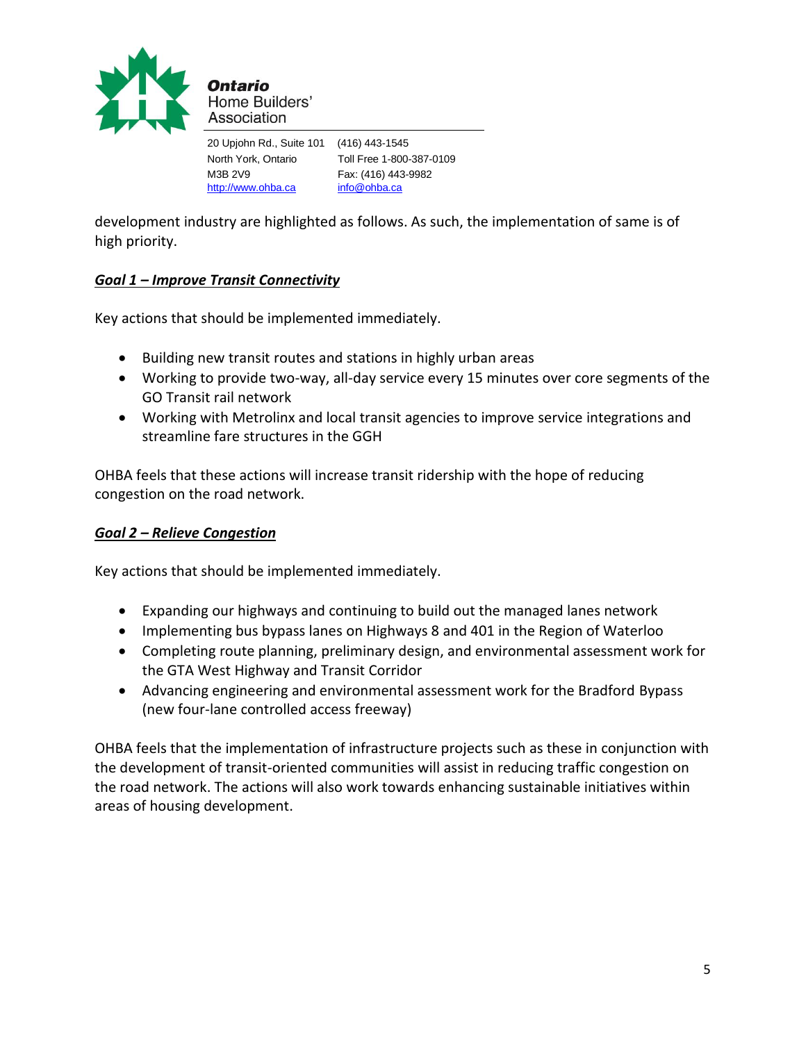development industry are highlighted as follows. As such, the implementation of same is of high priority.

***Goal 1 – Improve Transit Connectivity***

Key actions that should be implemented immediately.

- Building new transit routes and stations in highly urban areas
- Working to provide two-way, all-day service every 15 minutes over core segments of the GO Transit rail network
- Working with Metrolinx and local transit agencies to improve service integrations and streamline fare structures in the GGH

OHBA feels that these actions will increase transit ridership with the hope of reducing congestion on the road network.

***Goal 2 – Relieve Congestion***

Key actions that should be implemented immediately.

- Expanding our highways and continuing to build out the managed lanes network
- Implementing bus bypass lanes on Highways 8 and 401 in the Region of Waterloo
- Completing route planning, preliminary design, and environmental assessment work for the GTA West Highway and Transit Corridor
- Advancing engineering and environmental assessment work for the Bradford Bypass (new four-lane controlled access freeway)

OHBA feels that the implementation of infrastructure projects such as these in conjunction with the development of transit-oriented communities will assist in reducing traffic congestion on the road network. The actions will also work towards enhancing sustainable initiatives within areas of housing development.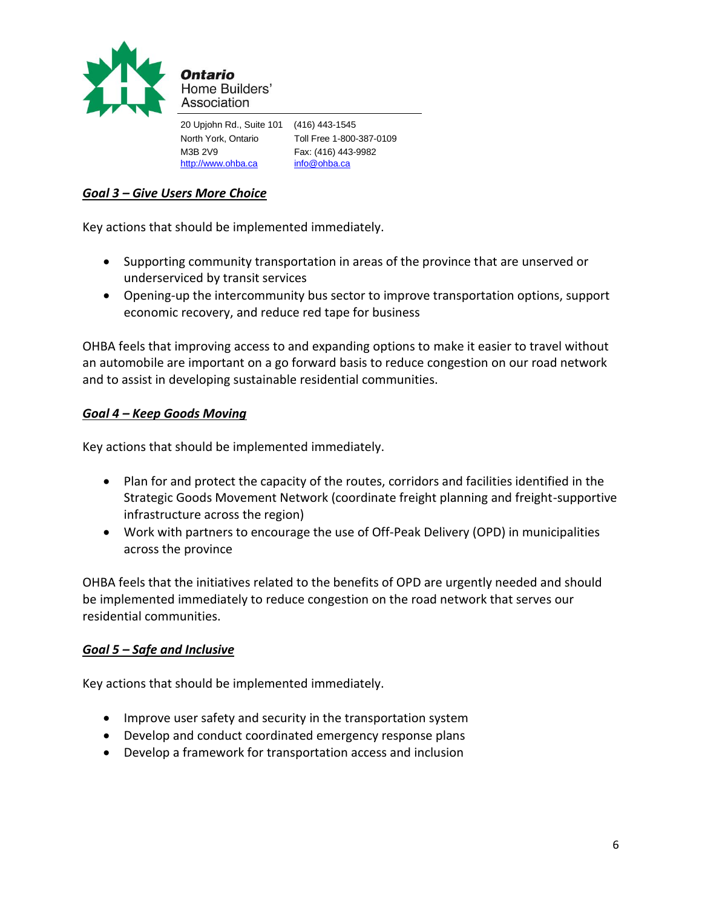**Ontario** Home Builders' Association

20 Upjohn Rd., Suite 101
North York, Ontario
M3B 2V9
http://www.ohba.ca

(416) 443-1545
Toll Free 1-800-387-0109
Fax: (416) 443-9982
info@ohba.ca

## ***Goal 3 – Give Users More Choice***

Key actions that should be implemented immediately.

- Supporting community transportation in areas of the province that are unserved or underserviced by transit services
- Opening-up the intercommunity bus sector to improve transportation options, support economic recovery, and reduce red tape for business

OHBA feels that improving access to and expanding options to make it easier to travel without an automobile are important on a go forward basis to reduce congestion on our road network and to assist in developing sustainable residential communities.

## ***Goal 4 – Keep Goods Moving***

Key actions that should be implemented immediately.

- Plan for and protect the capacity of the routes, corridors and facilities identified in the Strategic Goods Movement Network (coordinate freight planning and freight-supportive infrastructure across the region)
- Work with partners to encourage the use of Off-Peak Delivery (OPD) in municipalities across the province

OHBA feels that the initiatives related to the benefits of OPD are urgently needed and should be implemented immediately to reduce congestion on the road network that serves our residential communities.

## ***Goal 5 – Safe and Inclusive***

Key actions that should be implemented immediately.

- Improve user safety and security in the transportation system
- Develop and conduct coordinated emergency response plans
- Develop a framework for transportation access and inclusion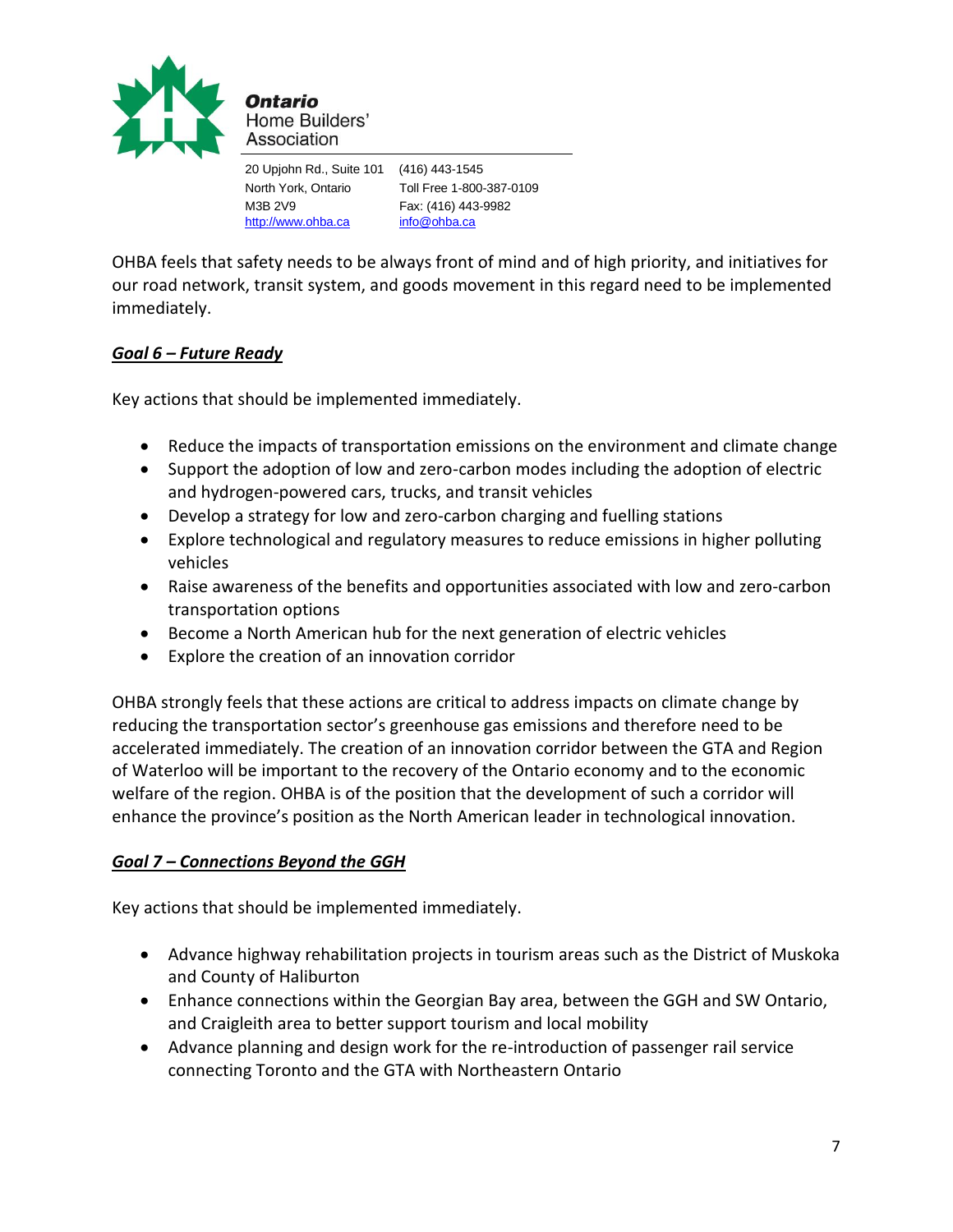OHBA feels that safety needs to be always front of mind and of high priority, and initiatives for our road network, transit system, and goods movement in this regard need to be implemented immediately.

***Goal 6 – Future Ready***

Key actions that should be implemented immediately.

- Reduce the impacts of transportation emissions on the environment and climate change
- Support the adoption of low and zero-carbon modes including the adoption of electric and hydrogen-powered cars, trucks, and transit vehicles
- Develop a strategy for low and zero-carbon charging and fuelling stations
- Explore technological and regulatory measures to reduce emissions in higher polluting vehicles
- Raise awareness of the benefits and opportunities associated with low and zero-carbon transportation options
- Become a North American hub for the next generation of electric vehicles
- Explore the creation of an innovation corridor

OHBA strongly feels that these actions are critical to address impacts on climate change by reducing the transportation sector's greenhouse gas emissions and therefore need to be accelerated immediately. The creation of an innovation corridor between the GTA and Region of Waterloo will be important to the recovery of the Ontario economy and to the economic welfare of the region. OHBA is of the position that the development of such a corridor will enhance the province's position as the North American leader in technological innovation.

***Goal 7 – Connections Beyond the GGH***

Key actions that should be implemented immediately.

- Advance highway rehabilitation projects in tourism areas such as the District of Muskoka and County of Haliburton
- Enhance connections within the Georgian Bay area, between the GGH and SW Ontario, and Craigleith area to better support tourism and local mobility
- Advance planning and design work for the re-introduction of passenger rail service connecting Toronto and the GTA with Northeastern Ontario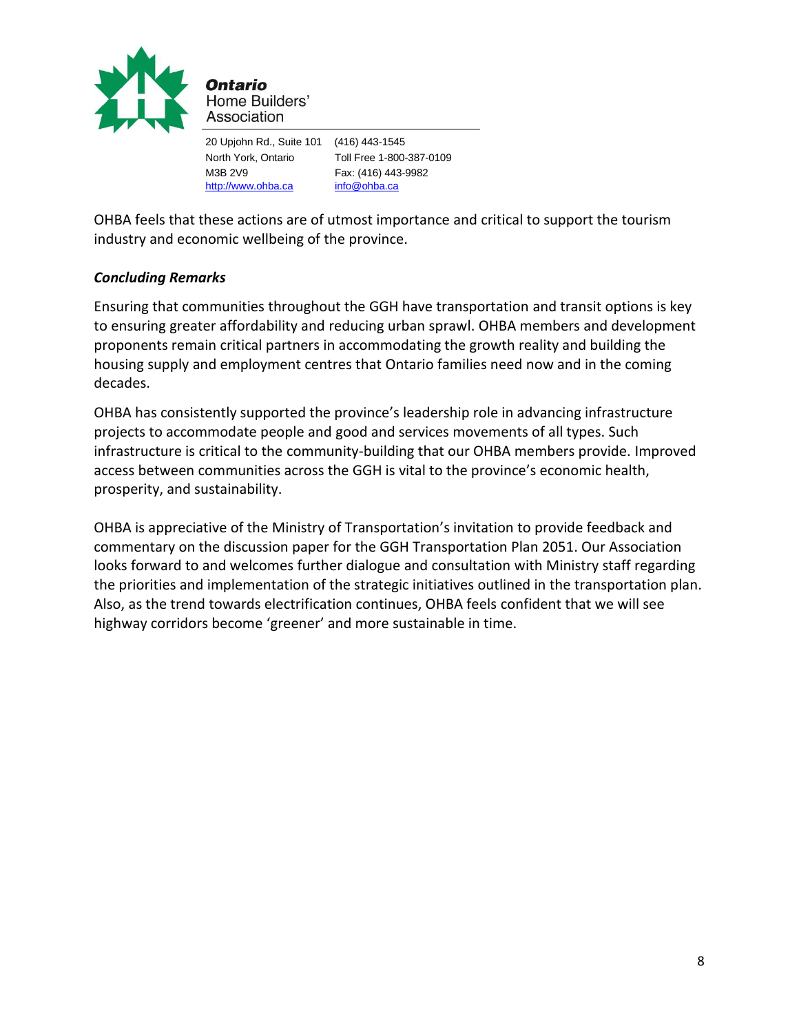**Ontario**
Home Builders'
Association

20 Upjohn Rd., Suite 101
North York, Ontario
M3B 2V9
http://www.ohba.ca

(416) 443-1545
Toll Free 1-800-387-0109
Fax: (416) 443-9982
info@ohba.ca

OHBA feels that these actions are of utmost importance and critical to support the tourism industry and economic wellbeing of the province.

### *Concluding Remarks*

Ensuring that communities throughout the GGH have transportation and transit options is key to ensuring greater affordability and reducing urban sprawl. OHBA members and development proponents remain critical partners in accommodating the growth reality and building the housing supply and employment centres that Ontario families need now and in the coming decades.

OHBA has consistently supported the province's leadership role in advancing infrastructure projects to accommodate people and good and services movements of all types. Such infrastructure is critical to the community-building that our OHBA members provide. Improved access between communities across the GGH is vital to the province's economic health, prosperity, and sustainability.

OHBA is appreciative of the Ministry of Transportation's invitation to provide feedback and commentary on the discussion paper for the GGH Transportation Plan 2051. Our Association looks forward to and welcomes further dialogue and consultation with Ministry staff regarding the priorities and implementation of the strategic initiatives outlined in the transportation plan. Also, as the trend towards electrification continues, OHBA feels confident that we will see highway corridors become 'greener' and more sustainable in time.